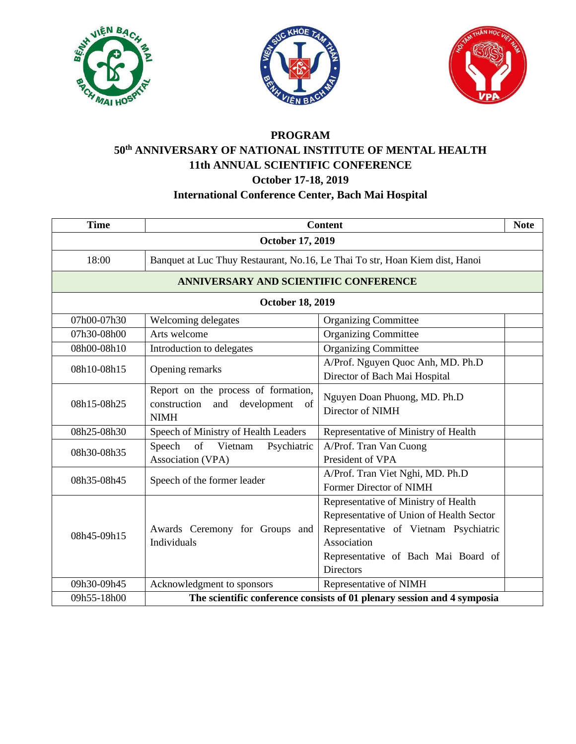# PROGRAM

## 50th ANNIVERSARY OF NATIONAL INSTITUTE OF MENTAL HEALTH

## 11th ANNUAL SCIENTIFIC CONFERENCE

## October 17-18, 2019

## International Conference Center, Bach Mai Hospital

| Time | Content | | Note |
|---|---|---|---|
| **October 17, 2019** | | | |
| 18:00 | Banquet at Luc Thuy Restaurant, No.16, Le Thai To str, Hoan Kiem dist, Hanoi | | |
| **ANNIVERSARY AND SCIENTIFIC CONFERENCE** | | | |
| **October 18, 2019** | | | |
| 07h00-07h30 | Welcoming delegates | Organizing Committee | |
| 07h30-08h00 | Arts welcome | Organizing Committee | |
| 08h00-08h10 | Introduction to delegates | Organizing Committee | |
| 08h10-08h15 | Opening remarks | A/Prof. Nguyen Quoc Anh, MD. Ph.D<br>Director of Bach Mai Hospital | |
| 08h15-08h25 | Report on the process of formation, construction and development of NIMH | Nguyen Doan Phuong, MD. Ph.D<br>Director of NIMH | |
| 08h25-08h30 | Speech of Ministry of Health Leaders | Representative of Ministry of Health | |
| 08h30-08h35 | Speech of Vietnam Psychiatric Association (VPA) | A/Prof. Tran Van Cuong<br>President of VPA | |
| 08h35-08h45 | Speech of the former leader | A/Prof. Tran Viet Nghi, MD. Ph.D<br>Former Director of NIMH | |
| 08h45-09h15 | Awards Ceremony for Groups and Individuals | Representative of Ministry of Health<br>Representative of Union of Health Sector<br>Representative of Vietnam Psychiatric Association<br>Representative of Bach Mai Board of Directors | |
| 09h30-09h45 | Acknowledgment to sponsors | Representative of NIMH | |
| 09h55-18h00 | **The scientific conference consists of 01 plenary session and 4 symposia** | | |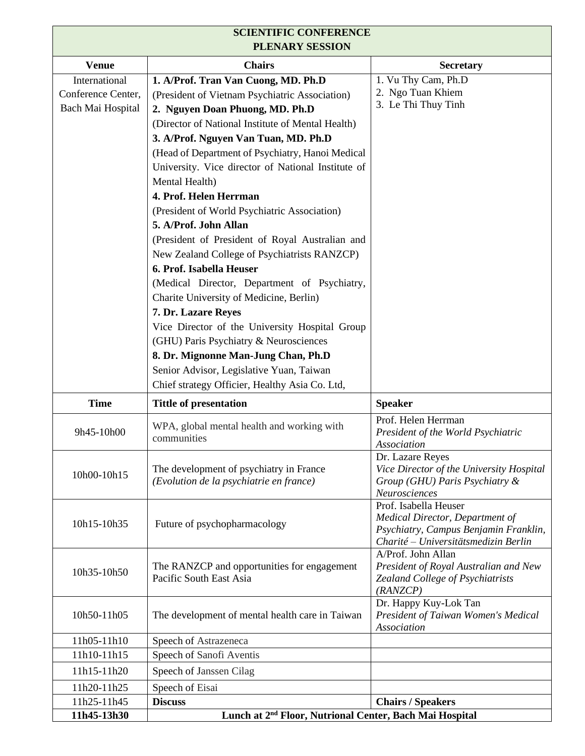| SCIENTIFIC CONFERENCE<br>PLENARY SESSION | | |
|---|---|---|
| **Venue** | **Chairs** | **Secretary** |
| International Conference Center, Bach Mai Hospital | **1. A/Prof. Tran Van Cuong, MD. Ph.D**<br>(President of Vietnam Psychiatric Association)<br>**2. Nguyen Doan Phuong, MD. Ph.D**<br>(Director of National Institute of Mental Health)<br>**3. A/Prof. Nguyen Van Tuan, MD. Ph.D**<br>(Head of Department of Psychiatry, Hanoi Medical University. Vice director of National Institute of Mental Health)<br>**4. Prof. Helen Herrman**<br>(President of World Psychiatric Association)<br>**5. A/Prof. John Allan**<br>(President of President of Royal Australian and New Zealand College of Psychiatrists RANZCP)<br>**6. Prof. Isabella Heuser**<br>(Medical Director, Department of Psychiatry, Charite University of Medicine, Berlin)<br>**7. Dr. Lazare Reyes**<br>Vice Director of the University Hospital Group (GHU) Paris Psychiatry & Neurosciences<br>**8. Dr. Mignonne Man-Jung Chan, Ph.D**<br>Senior Advisor, Legislative Yuan, Taiwan<br>Chief strategy Officier, Healthy Asia Co. Ltd, | 1. Vu Thy Cam, Ph.D<br>2. Ngo Tuan Khiem<br>3. Le Thi Thuy Tinh |
| **Time** | **Tittle of presentation** | **Speaker** |
| 9h45-10h00 | WPA, global mental health and working with communities | Prof. Helen Herrman<br>*President of the World Psychiatric Association* |
| 10h00-10h15 | The development of psychiatry in France<br>*(Evolution de la psychiatrie en france)* | Dr. Lazare Reyes<br>*Vice Director of the University Hospital Group (GHU) Paris Psychiatry & Neurosciences* |
| 10h15-10h35 | Future of psychopharmacology | Prof. Isabella Heuser<br>*Medical Director, Department of Psychiatry, Campus Benjamin Franklin, Charité – Universitätsmedizin Berlin* |
| 10h35-10h50 | The RANZCP and opportunities for engagement Pacific South East Asia | A/Prof. John Allan<br>*President of Royal Australian and New Zealand College of Psychiatrists (RANZCP)* |
| 10h50-11h05 | The development of mental health care in Taiwan | Dr. Happy Kuy-Lok Tan<br>*President of Taiwan Women's Medical Association* |
| 11h05-11h10 | Speech of Astrazeneca | |
| 11h10-11h15 | Speech of Sanofi Aventis | |
| 11h15-11h20 | Speech of Janssen Cilag | |
| 11h20-11h25 | Speech of Eisai | |
| 11h25-11h45 | **Discuss** | **Chairs / Speakers** |
| **11h45-13h30** | **Lunch at 2nd Floor, Nutrional Center, Bach Mai Hospital** | |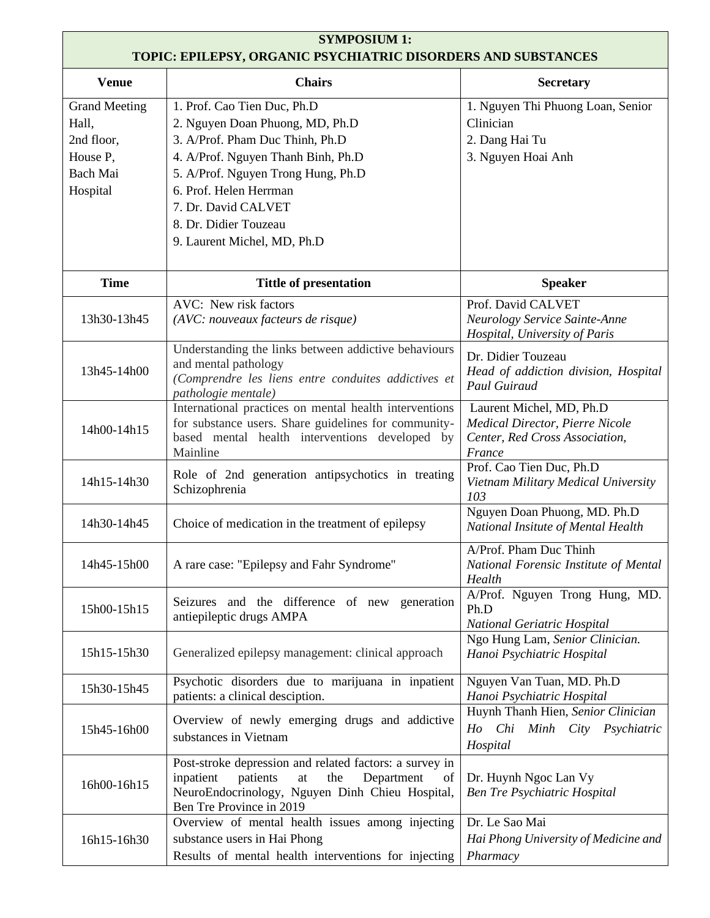| **SYMPOSIUM 1: TOPIC: EPILEPSY, ORGANIC PSYCHIATRIC DISORDERS AND SUBSTANCES** | | |
|---|---|---|
| **Venue** | **Chairs** | **Secretary** |
| Grand Meeting Hall, 2nd floor, House P, Bach Mai Hospital | 1. Prof. Cao Tien Duc, Ph.D<br>2. Nguyen Doan Phuong, MD, Ph.D<br>3. A/Prof. Pham Duc Thinh, Ph.D<br>4. A/Prof. Nguyen Thanh Binh, Ph.D<br>5. A/Prof. Nguyen Trong Hung, Ph.D<br>6. Prof. Helen Herrman<br>7. Dr. David CALVET<br>8. Dr. Didier Touzeau<br>9. Laurent Michel, MD, Ph.D | 1. Nguyen Thi Phuong Loan, Senior Clinician<br>2. Dang Hai Tu<br>3. Nguyen Hoai Anh |
| **Time** | **Tittle of presentation** | **Speaker** |
| 13h30-13h45 | AVC: New risk factors<br>*(AVC: nouveaux facteurs de risque)* | Prof. David CALVET<br>*Neurology Service Sainte-Anne Hospital, University of Paris* |
| 13h45-14h00 | Understanding the links between addictive behaviours and mental pathology<br>*(Comprendre les liens entre conduites addictives et pathologie mentale)* | Dr. Didier Touzeau<br>*Head of addiction division, Hospital Paul Guiraud* |
| 14h00-14h15 | International practices on mental health interventions for substance users. Share guidelines for community-based mental health interventions developed by Mainline | Laurent Michel, MD, Ph.D<br>*Medical Director, Pierre Nicole Center, Red Cross Association, France* |
| 14h15-14h30 | Role of 2nd generation antipsychotics in treating Schizophrenia | Prof. Cao Tien Duc, Ph.D<br>*Vietnam Military Medical University 103* |
| 14h30-14h45 | Choice of medication in the treatment of epilepsy | Nguyen Doan Phuong, MD. Ph.D<br>*National Insitute of Mental Health* |
| 14h45-15h00 | A rare case: "Epilepsy and Fahr Syndrome" | A/Prof. Pham Duc Thinh<br>*National Forensic Institute of Mental Health* |
| 15h00-15h15 | Seizures and the difference of new generation antiepileptic drugs AMPA | A/Prof. Nguyen Trong Hung, MD. Ph.D<br>*National Geriatric Hospital* |
| 15h15-15h30 | Generalized epilepsy management: clinical approach | Ngo Hung Lam, *Senior Clinician. Hanoi Psychiatric Hospital* |
| 15h30-15h45 | Psychotic disorders due to marijuana in inpatient patients: a clinical desciption. | Nguyen Van Tuan, MD. Ph.D<br>*Hanoi Psychiatric Hospital* |
| 15h45-16h00 | Overview of newly emerging drugs and addictive substances in Vietnam | Huynh Thanh Hien, *Senior Clinician Ho Chi Minh City Psychiatric Hospital* |
| 16h00-16h15 | Post-stroke depression and related factors: a survey in inpatient patients at the Department of NeuroEndocrinology, Nguyen Dinh Chieu Hospital, Ben Tre Province in 2019 | Dr. Huynh Ngoc Lan Vy<br>*Ben Tre Psychiatric Hospital* |
| 16h15-16h30 | Overview of mental health issues among injecting substance users in Hai Phong<br>Results of mental health interventions for injecting | Dr. Le Sao Mai<br>*Hai Phong University of Medicine and Pharmacy* |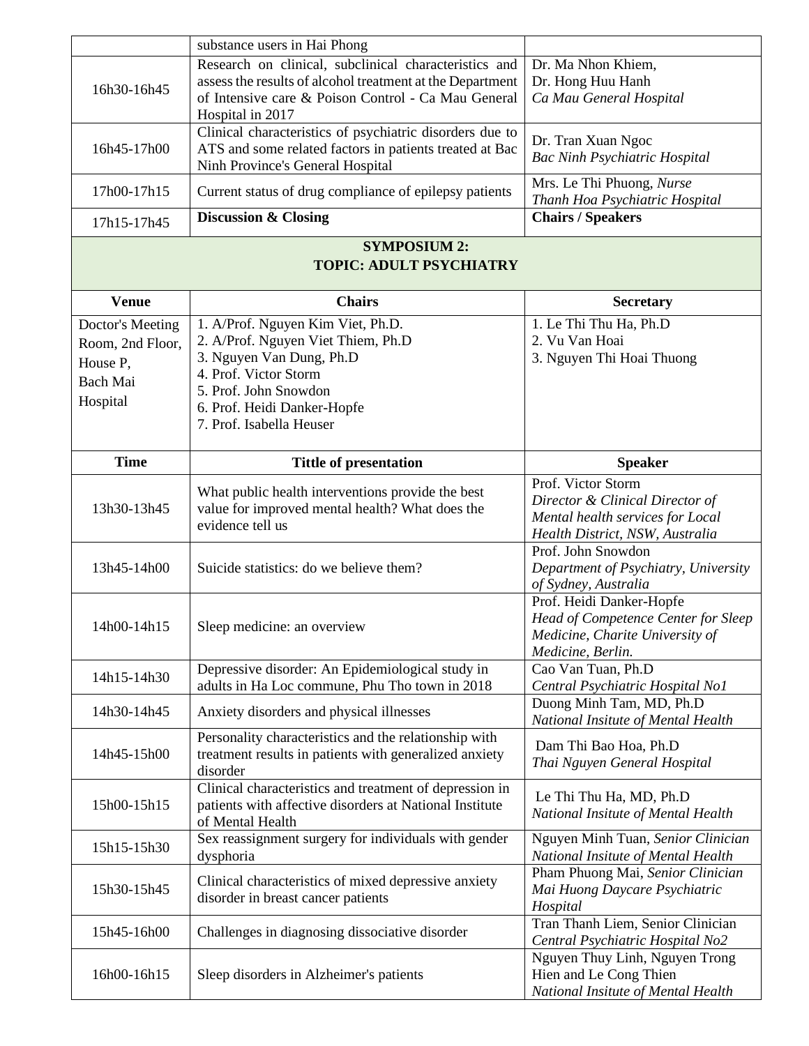|  |  |  |
|---|---|---|
|  | substance users in Hai Phong |  |
| 16h30-16h45 | Research on clinical, subclinical characteristics and assess the results of alcohol treatment at the Department of Intensive care & Poison Control - Ca Mau General Hospital in 2017 | Dr. Ma Nhon Khiem, Dr. Hong Huu Hanh *Ca Mau General Hospital* |
| 16h45-17h00 | Clinical characteristics of psychiatric disorders due to ATS and some related factors in patients treated at Bac Ninh Province's General Hospital | Dr. Tran Xuan Ngoc *Bac Ninh Psychiatric Hospital* |
| 17h00-17h15 | Current status of drug compliance of epilepsy patients | Mrs. Le Thi Phuong, *Nurse* *Thanh Hoa Psychiatric Hospital* |
| 17h15-17h45 | **Discussion & Closing** | **Chairs / Speakers** |

## SYMPOSIUM 2:
## TOPIC: ADULT PSYCHIATRY

| Venue | Chairs | Secretary |
|---|---|---|
| Doctor's Meeting Room, 2nd Floor, House P, Bach Mai Hospital | 1. A/Prof. Nguyen Kim Viet, Ph.D.<br>2. A/Prof. Nguyen Viet Thiem, Ph.D<br>3. Nguyen Van Dung, Ph.D<br>4. Prof. Victor Storm<br>5. Prof. John Snowdon<br>6. Prof. Heidi Danker-Hopfe<br>7. Prof. Isabella Heuser | 1. Le Thi Thu Ha, Ph.D<br>2. Vu Van Hoai<br>3. Nguyen Thi Hoai Thuong |

| Time | Tittle of presentation | Speaker |
|---|---|---|
| 13h30-13h45 | What public health interventions provide the best value for improved mental health? What does the evidence tell us | Prof. Victor Storm *Director & Clinical Director of Mental health services for Local Health District, NSW, Australia* |
| 13h45-14h00 | Suicide statistics: do we believe them? | Prof. John Snowdon *Department of Psychiatry, University of Sydney, Australia* |
| 14h00-14h15 | Sleep medicine: an overview | Prof. Heidi Danker-Hopfe *Head of Competence Center for Sleep Medicine, Charite University of Medicine, Berlin.* |
| 14h15-14h30 | Depressive disorder: An Epidemiological study in adults in Ha Loc commune, Phu Tho town in 2018 | Cao Van Tuan, Ph.D *Central Psychiatric Hospital No1* |
| 14h30-14h45 | Anxiety disorders and physical illnesses | Duong Minh Tam, MD, Ph.D *National Insitute of Mental Health* |
| 14h45-15h00 | Personality characteristics and the relationship with treatment results in patients with generalized anxiety disorder | Dam Thi Bao Hoa, Ph.D *Thai Nguyen General Hospital* |
| 15h00-15h15 | Clinical characteristics and treatment of depression in patients with affective disorders at National Institute of Mental Health | Le Thi Thu Ha, MD, Ph.D *National Insitute of Mental Health* |
| 15h15-15h30 | Sex reassignment surgery for individuals with gender dysphoria | Nguyen Minh Tuan, *Senior Clinician* *National Insitute of Mental Health* |
| 15h30-15h45 | Clinical characteristics of mixed depressive anxiety disorder in breast cancer patients | Pham Phuong Mai, *Senior Clinician* *Mai Huong Daycare Psychiatric Hospital* |
| 15h45-16h00 | Challenges in diagnosing dissociative disorder | Tran Thanh Liem, Senior Clinician *Central Psychiatric Hospital No2* |
| 16h00-16h15 | Sleep disorders in Alzheimer's patients | Nguyen Thuy Linh, Nguyen Trong Hien and Le Cong Thien *National Insitute of Mental Health* |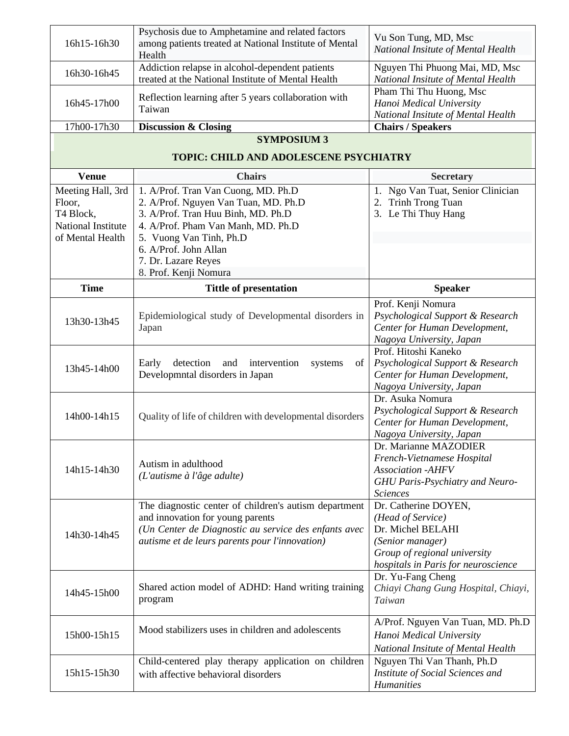| 16h15-16h30 | Psychosis due to Amphetamine and related factors among patients treated at National Institute of Mental Health | Vu Son Tung, MD, Msc<br>*National Insitute of Mental Health* |
|---|---|---|
| 16h30-16h45 | Addiction relapse in alcohol-dependent patients treated at the National Institute of Mental Health | Nguyen Thi Phuong Mai, MD, Msc<br>*National Insitute of Mental Health* |
| 16h45-17h00 | Reflection learning after 5 years collaboration with Taiwan | Pham Thi Thu Huong, Msc<br>*Hanoi Medical University*<br>*National Insitute of Mental Health* |
| 17h00-17h30 | **Discussion & Closing** | **Chairs / Speakers** |

**SYMPOSIUM 3**

**TOPIC: CHILD AND ADOLESCENE PSYCHIATRY**

| Venue | Chairs | Secretary |
|---|---|---|
| Meeting Hall, 3rd Floor,<br>T4 Block,<br>National Institute of Mental Health | 1. A/Prof. Tran Van Cuong, MD. Ph.D<br>2. A/Prof. Nguyen Van Tuan, MD. Ph.D<br>3. A/Prof. Tran Huu Binh, MD. Ph.D<br>4. A/Prof. Pham Van Manh, MD. Ph.D<br>5. Vuong Van Tinh, Ph.D<br>6. A/Prof. John Allan<br>7. Dr. Lazare Reyes<br>8. Prof. Kenji Nomura | 1. Ngo Van Tuat, Senior Clinician<br>2. Trinh Trong Tuan<br>3. Le Thi Thuy Hang |

| Time | Tittle of presentation | Speaker |
|---|---|---|
| 13h30-13h45 | Epidemiological study of Developmental disorders in Japan | Prof. Kenji Nomura<br>*Psychological Support & Research Center for Human Development, Nagoya University, Japan* |
| 13h45-14h00 | Early detection and intervention systems of Developmntal disorders in Japan | Prof. Hitoshi Kaneko<br>*Psychological Support & Research Center for Human Development, Nagoya University, Japan* |
| 14h00-14h15 | Quality of life of children with developmental disorders | Dr. Asuka Nomura<br>*Psychological Support & Research Center for Human Development, Nagoya University, Japan* |
| 14h15-14h30 | Autism in adulthood<br>*(L'autisme à l'âge adulte)* | Dr. Marianne MAZODIER<br>*French-Vietnamese Hospital Association -AHFV*<br>*GHU Paris-Psychiatry and Neuro-Sciences* |
| 14h30-14h45 | The diagnostic center of children's autism department and innovation for young parents<br>*(Un Center de Diagnostic au service des enfants avec autisme et de leurs parents pour l'innovation)* | Dr. Catherine DOYEN,<br>*(Head of Service)*<br>Dr. Michel BELAHI<br>*(Senior manager)*<br>*Group of regional university hospitals in Paris for neuroscience* |
| 14h45-15h00 | Shared action model of ADHD: Hand writing training program | Dr. Yu-Fang Cheng<br>*Chiayi Chang Gung Hospital, Chiayi, Taiwan* |
| 15h00-15h15 | Mood stabilizers uses in children and adolescents | A/Prof. Nguyen Van Tuan, MD. Ph.D<br>*Hanoi Medical University*<br>*National Insitute of Mental Health* |
| 15h15-15h30 | Child-centered play therapy application on children with affective behavioral disorders | Nguyen Thi Van Thanh, Ph.D<br>*Institute of Social Sciences and Humanities* |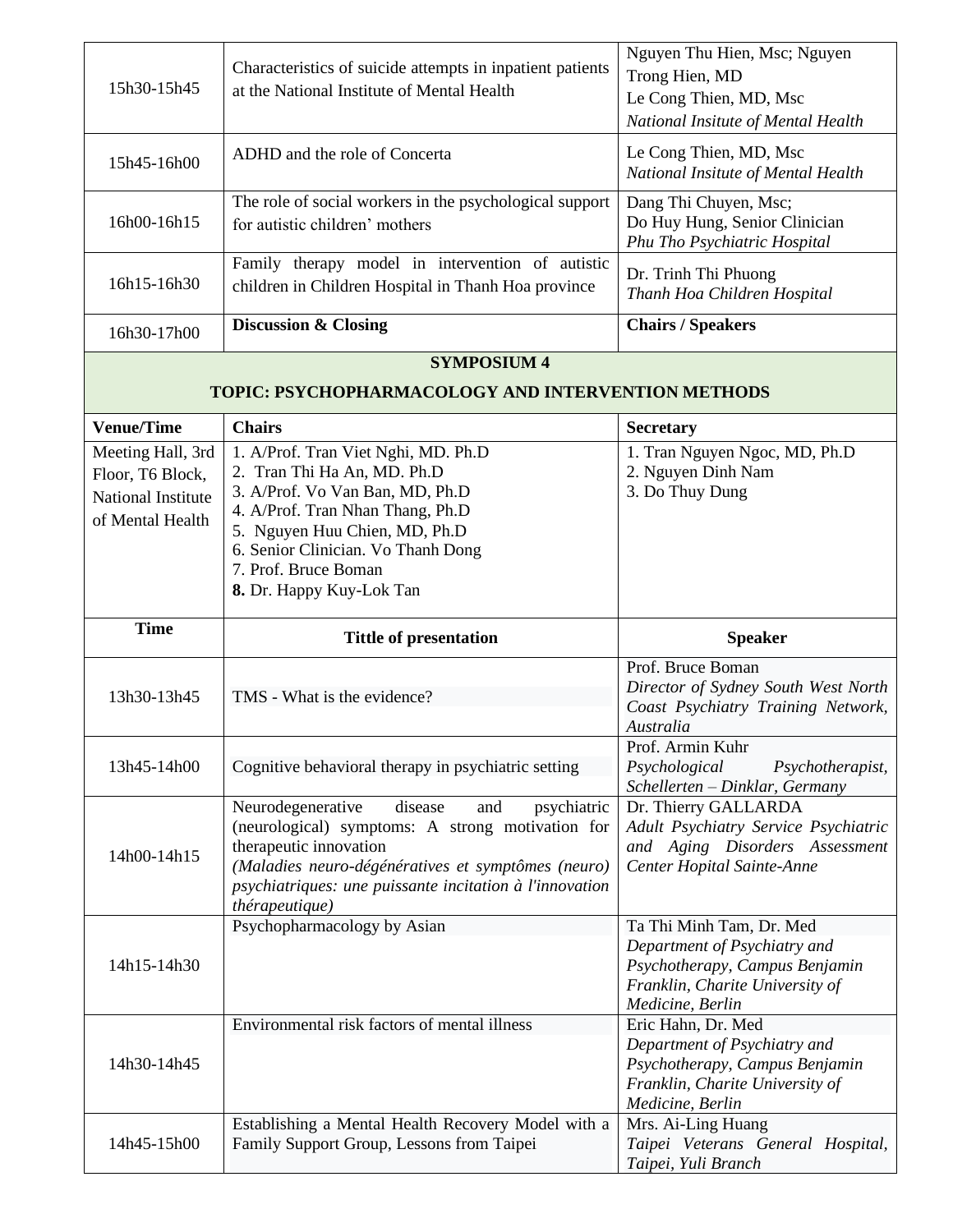| | | |
|---|---|---|
| 15h30-15h45 | Characteristics of suicide attempts in inpatient patients at the National Institute of Mental Health | Nguyen Thu Hien, Msc; Nguyen Trong Hien, MD<br>Le Cong Thien, MD, Msc<br>*National Insitute of Mental Health* |
| 15h45-16h00 | ADHD and the role of Concerta | Le Cong Thien, MD, Msc<br>*National Insitute of Mental Health* |
| 16h00-16h15 | The role of social workers in the psychological support for autistic children' mothers | Dang Thi Chuyen, Msc;<br>Do Huy Hung, Senior Clinician<br>*Phu Tho Psychiatric Hospital* |
| 16h15-16h30 | Family therapy model in intervention of autistic children in Children Hospital in Thanh Hoa province | Dr. Trinh Thi Phuong<br>*Thanh Hoa Children Hospital* |
| 16h30-17h00 | **Discussion & Closing** | **Chairs / Speakers** |

## SYMPOSIUM 4

## TOPIC: PSYCHOPHARMACOLOGY AND INTERVENTION METHODS

| Venue/Time | Chairs | Secretary |
|---|---|---|
| Meeting Hall, 3rd Floor, T6 Block, National Institute of Mental Health | 1. A/Prof. Tran Viet Nghi, MD. Ph.D<br>2. Tran Thi Ha An, MD. Ph.D<br>3. A/Prof. Vo Van Ban, MD, Ph.D<br>4. A/Prof. Tran Nhan Thang, Ph.D<br>5. Nguyen Huu Chien, MD, Ph.D<br>6. Senior Clinician. Vo Thanh Dong<br>7. Prof. Bruce Boman<br>**8.** Dr. Happy Kuy-Lok Tan | 1. Tran Nguyen Ngoc, MD, Ph.D<br>2. Nguyen Dinh Nam<br>3. Do Thuy Dung |

| Time | Tittle of presentation | Speaker |
|---|---|---|
| 13h30-13h45 | TMS - What is the evidence? | Prof. Bruce Boman<br>*Director of Sydney South West North Coast Psychiatry Training Network, Australia* |
| 13h45-14h00 | Cognitive behavioral therapy in psychiatric setting | Prof. Armin Kuhr<br>*Psychological Psychotherapist, Schellerten – Dinklar, Germany* |
| 14h00-14h15 | Neurodegenerative disease and psychiatric (neurological) symptoms: A strong motivation for therapeutic innovation<br>*(Maladies neuro-dégénératives et symptômes (neuro) psychiatriques: une puissante incitation à l'innovation thérapeutique)* | Dr. Thierry GALLARDA<br>*Adult Psychiatry Service Psychiatric and Aging Disorders Assessment Center Hopital Sainte-Anne* |
| 14h15-14h30 | Psychopharmacology by Asian | Ta Thi Minh Tam, Dr. Med<br>*Department of Psychiatry and Psychotherapy, Campus Benjamin Franklin, Charite University of Medicine, Berlin* |
| 14h30-14h45 | Environmental risk factors of mental illness | Eric Hahn, Dr. Med<br>*Department of Psychiatry and Psychotherapy, Campus Benjamin Franklin, Charite University of Medicine, Berlin* |
| 14h45-15h00 | Establishing a Mental Health Recovery Model with a Family Support Group, Lessons from Taipei | Mrs. Ai-Ling Huang<br>*Taipei Veterans General Hospital, Taipei, Yuli Branch* |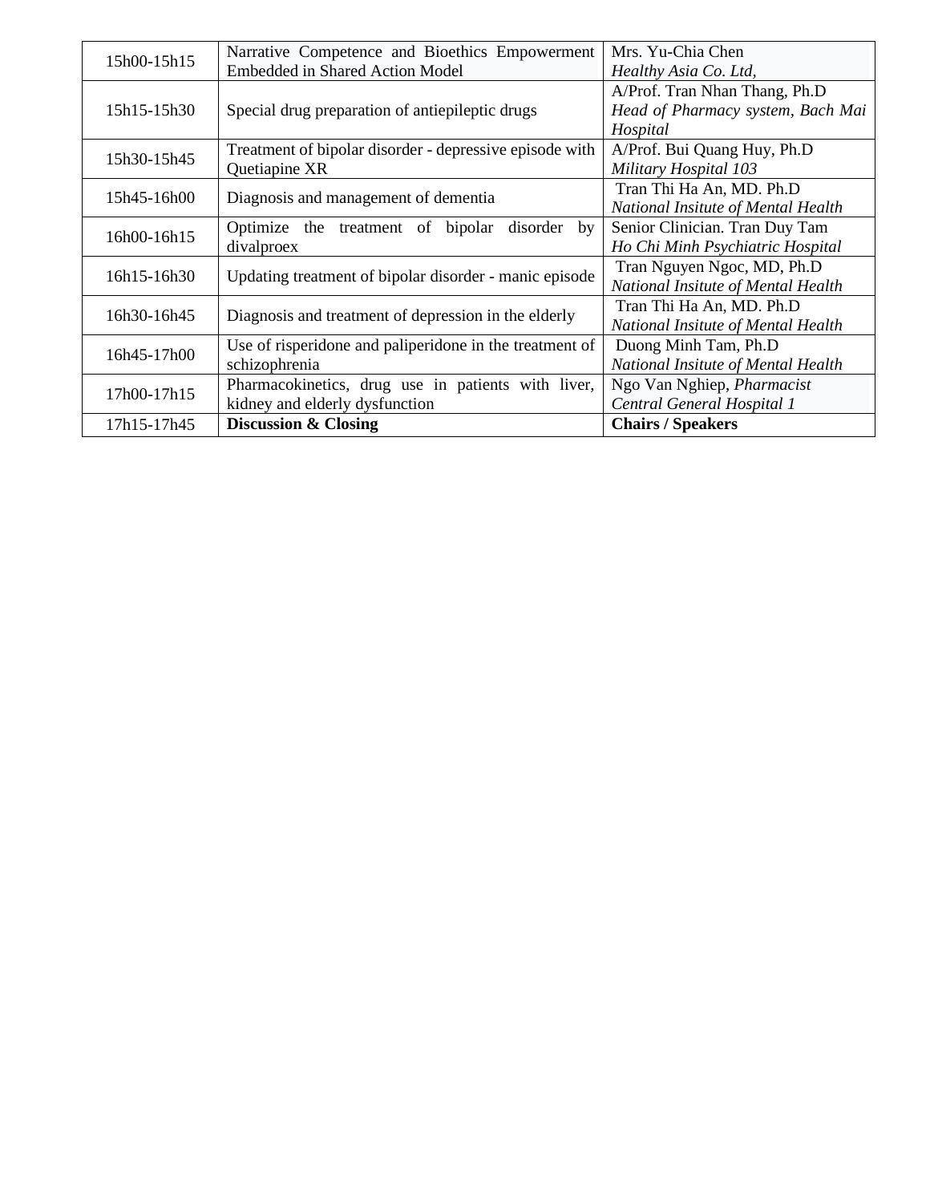| | | |
|---|---|---|
| 15h00-15h15 | Narrative Competence and Bioethics Empowerment Embedded in Shared Action Model | Mrs. Yu-Chia Chen<br>*Healthy Asia Co. Ltd,* |
| 15h15-15h30 | Special drug preparation of antiepileptic drugs | A/Prof. Tran Nhan Thang, Ph.D<br>*Head of Pharmacy system, Bach Mai Hospital* |
| 15h30-15h45 | Treatment of bipolar disorder - depressive episode with Quetiapine XR | A/Prof. Bui Quang Huy, Ph.D<br>*Military Hospital 103* |
| 15h45-16h00 | Diagnosis and management of dementia | Tran Thi Ha An, MD. Ph.D<br>*National Insitute of Mental Health* |
| 16h00-16h15 | Optimize the treatment of bipolar disorder by divalproex | Senior Clinician. Tran Duy Tam<br>*Ho Chi Minh Psychiatric Hospital* |
| 16h15-16h30 | Updating treatment of bipolar disorder - manic episode | Tran Nguyen Ngoc, MD, Ph.D<br>*National Insitute of Mental Health* |
| 16h30-16h45 | Diagnosis and treatment of depression in the elderly | Tran Thi Ha An, MD. Ph.D<br>*National Insitute of Mental Health* |
| 16h45-17h00 | Use of risperidone and paliperidone in the treatment of schizophrenia | Duong Minh Tam, Ph.D<br>*National Insitute of Mental Health* |
| 17h00-17h15 | Pharmacokinetics, drug use in patients with liver, kidney and elderly dysfunction | Ngo Van Nghiep, *Pharmacist*<br>*Central General Hospital 1* |
| 17h15-17h45 | **Discussion & Closing** | **Chairs / Speakers** |